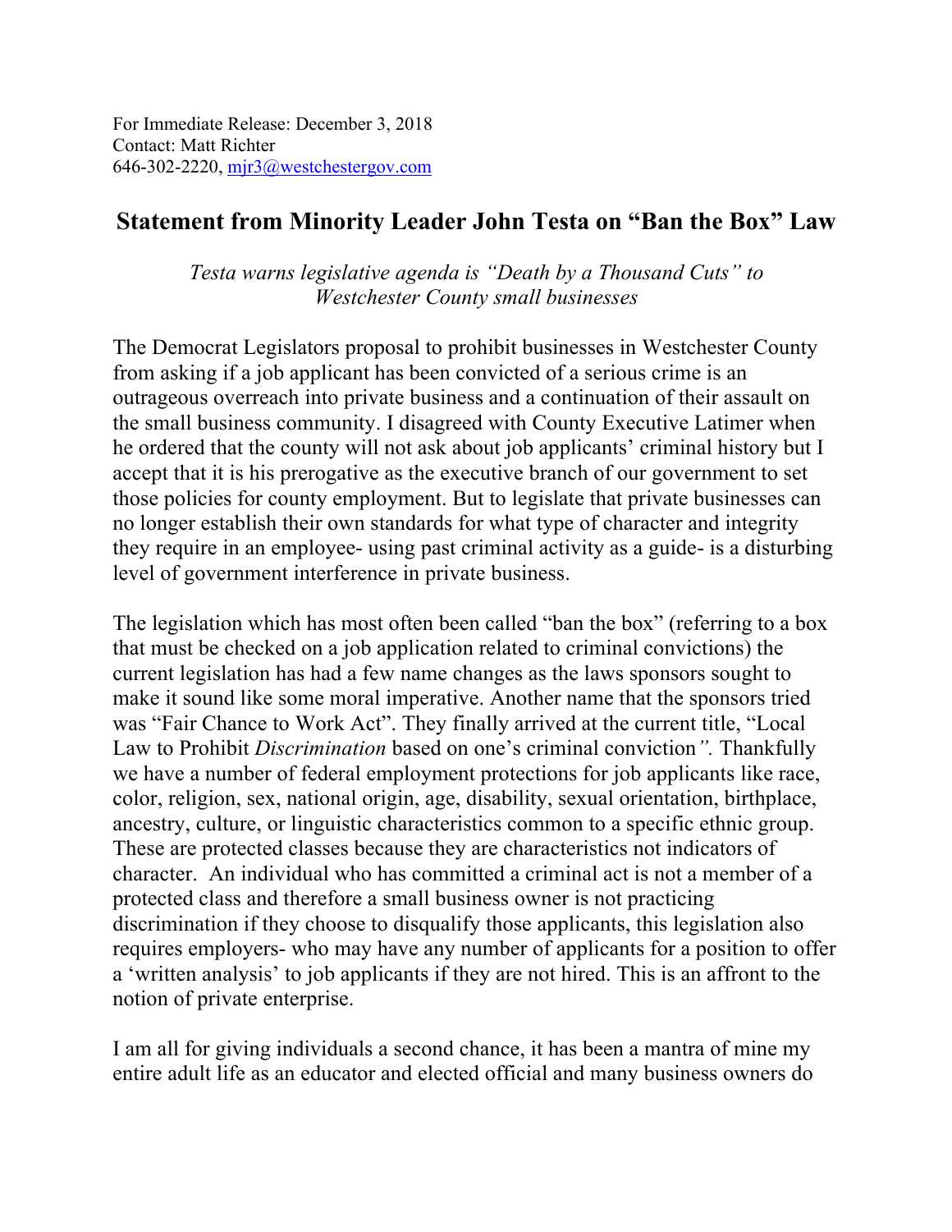For Immediate Release: December 3, 2018
Contact: Matt Richter
646-302-2220, mjr3@westchestergov.com

# Statement from Minority Leader John Testa on "Ban the Box" Law

*Testa warns legislative agenda is "Death by a Thousand Cuts" to Westchester County small businesses*

The Democrat Legislators proposal to prohibit businesses in Westchester County from asking if a job applicant has been convicted of a serious crime is an outrageous overreach into private business and a continuation of their assault on the small business community. I disagreed with County Executive Latimer when he ordered that the county will not ask about job applicants' criminal history but I accept that it is his prerogative as the executive branch of our government to set those policies for county employment. But to legislate that private businesses can no longer establish their own standards for what type of character and integrity they require in an employee- using past criminal activity as a guide- is a disturbing level of government interference in private business.

The legislation which has most often been called "ban the box" (referring to a box that must be checked on a job application related to criminal convictions) the current legislation has had a few name changes as the laws sponsors sought to make it sound like some moral imperative. Another name that the sponsors tried was "Fair Chance to Work Act". They finally arrived at the current title, "Local Law to Prohibit *Discrimination* based on one's criminal conviction*".* Thankfully we have a number of federal employment protections for job applicants like race, color, religion, sex, national origin, age, disability, sexual orientation, birthplace, ancestry, culture, or linguistic characteristics common to a specific ethnic group. These are protected classes because they are characteristics not indicators of character. An individual who has committed a criminal act is not a member of a protected class and therefore a small business owner is not practicing discrimination if they choose to disqualify those applicants, this legislation also requires employers- who may have any number of applicants for a position to offer a 'written analysis' to job applicants if they are not hired. This is an affront to the notion of private enterprise.

I am all for giving individuals a second chance, it has been a mantra of mine my entire adult life as an educator and elected official and many business owners do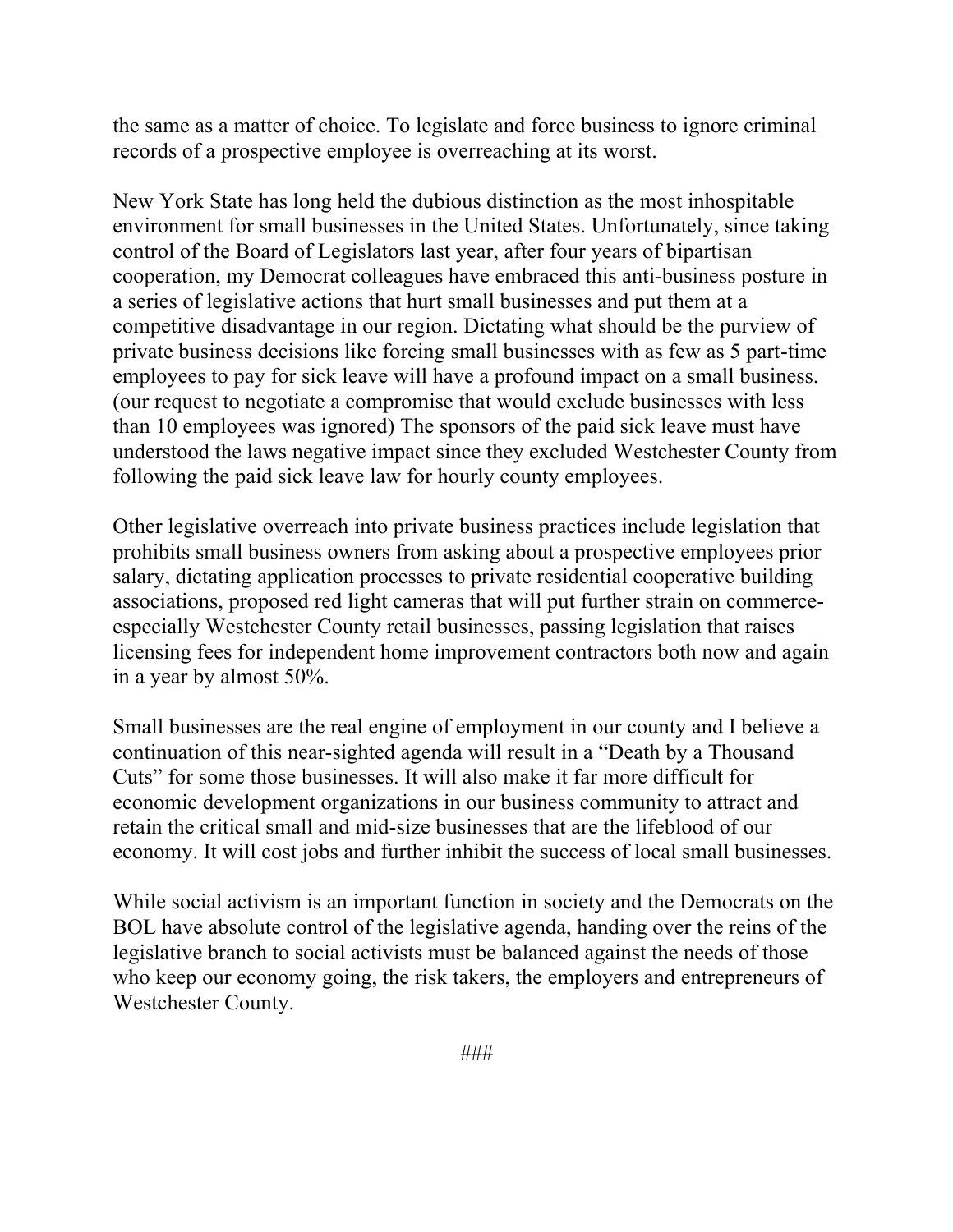the same as a matter of choice. To legislate and force business to ignore criminal records of a prospective employee is overreaching at its worst.

New York State has long held the dubious distinction as the most inhospitable environment for small businesses in the United States. Unfortunately, since taking control of the Board of Legislators last year, after four years of bipartisan cooperation, my Democrat colleagues have embraced this anti-business posture in a series of legislative actions that hurt small businesses and put them at a competitive disadvantage in our region. Dictating what should be the purview of private business decisions like forcing small businesses with as few as 5 part-time employees to pay for sick leave will have a profound impact on a small business. (our request to negotiate a compromise that would exclude businesses with less than 10 employees was ignored) The sponsors of the paid sick leave must have understood the laws negative impact since they excluded Westchester County from following the paid sick leave law for hourly county employees.

Other legislative overreach into private business practices include legislation that prohibits small business owners from asking about a prospective employees prior salary, dictating application processes to private residential cooperative building associations, proposed red light cameras that will put further strain on commerce- especially Westchester County retail businesses, passing legislation that raises licensing fees for independent home improvement contractors both now and again in a year by almost 50%.

Small businesses are the real engine of employment in our county and I believe a continuation of this near-sighted agenda will result in a "Death by a Thousand Cuts" for some those businesses. It will also make it far more difficult for economic development organizations in our business community to attract and retain the critical small and mid-size businesses that are the lifeblood of our economy. It will cost jobs and further inhibit the success of local small businesses.

While social activism is an important function in society and the Democrats on the BOL have absolute control of the legislative agenda, handing over the reins of the legislative branch to social activists must be balanced against the needs of those who keep our economy going, the risk takers, the employers and entrepreneurs of Westchester County.

###